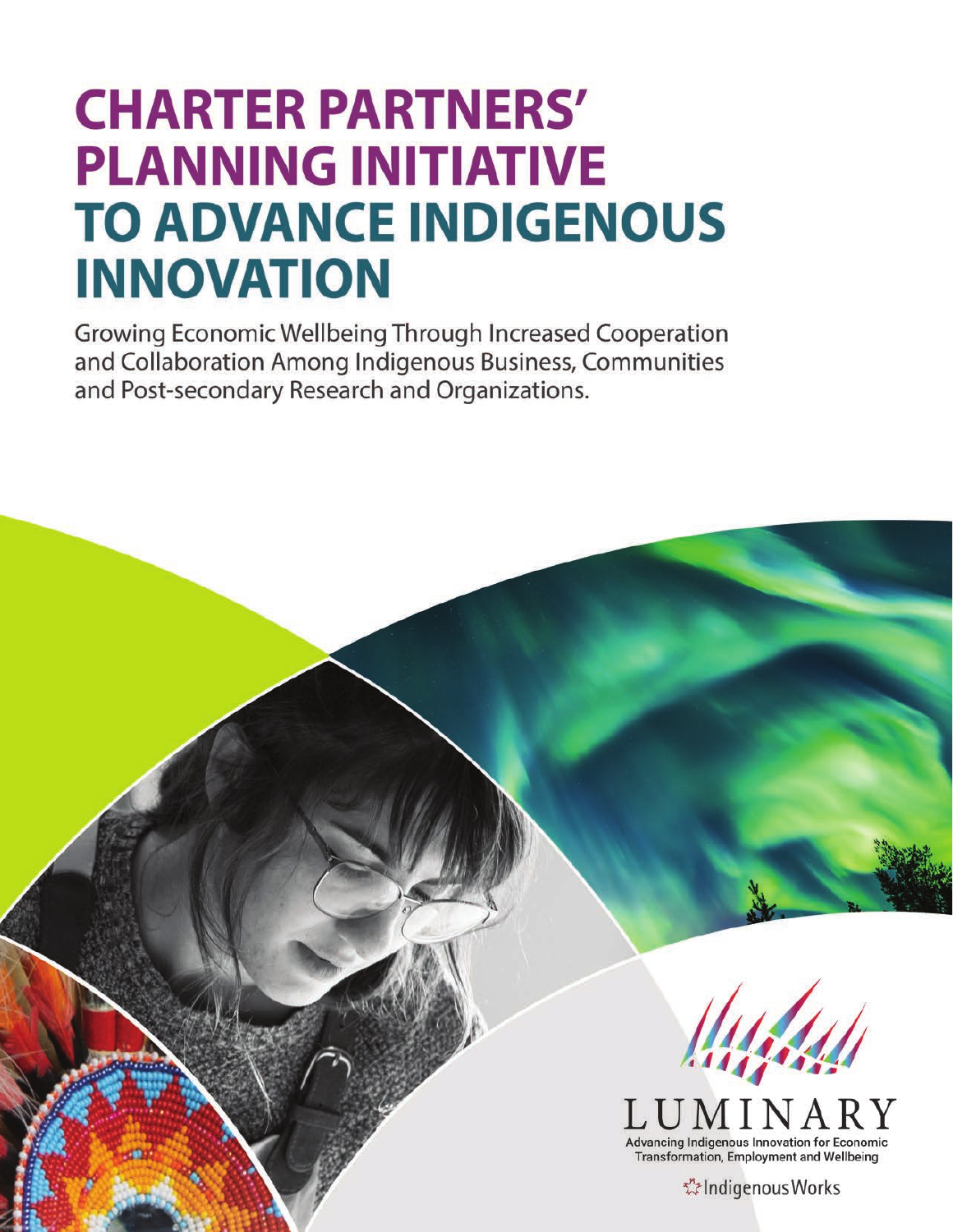# CHARTER PARTNERS' PLANNING INITIATIVE TO ADVANCE INDIGENOUS INNOVATION

Growing Economic Wellbeing Through Increased Cooperation and Collaboration Among Indigenous Business, Communities and Post-secondary Research and Organizations.

LUMINARY

Advancing Indigenous Innovation for Economic Transformation, Employment and Wellbeing

IndigenousWorks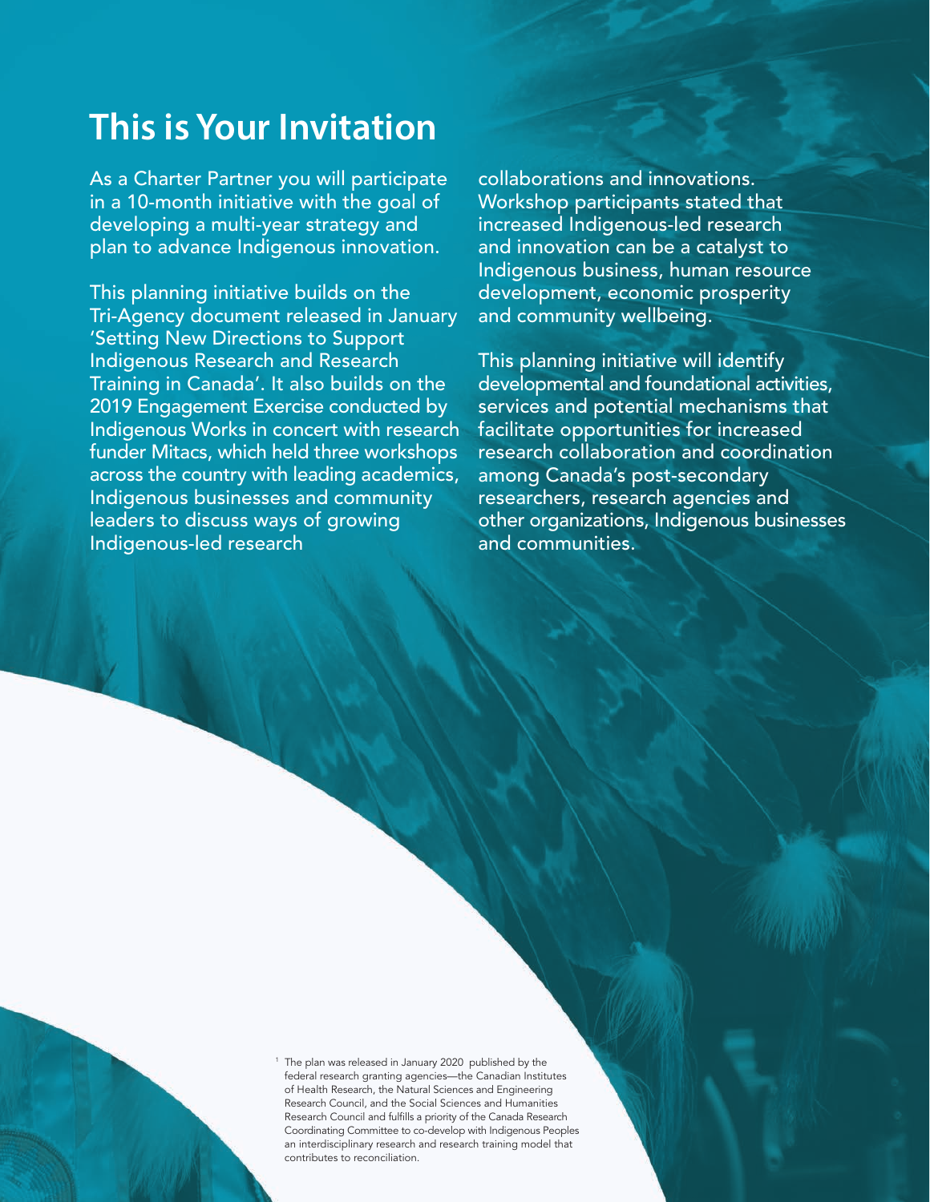# This is Your Invitation

As a Charter Partner you will participate in a 10-month initiative with the goal of developing a multi-year strategy and plan to advance Indigenous innovation.

This planning initiative builds on the Tri-Agency document released in January 'Setting New Directions to Support Indigenous Research and Research Training in Canada'. It also builds on the 2019 Engagement Exercise conducted by Indigenous Works in concert with research funder Mitacs, which held three workshops across the country with leading academics, Indigenous businesses and community leaders to discuss ways of growing Indigenous-led research collaborations and innovations. Workshop participants stated that increased Indigenous-led research and innovation can be a catalyst to Indigenous business, human resource development, economic prosperity and community wellbeing.

This planning initiative will identify developmental and foundational activities, services and potential mechanisms that facilitate opportunities for increased research collaboration and coordination among Canada's post-secondary researchers, research agencies and other organizations, Indigenous businesses and communities.

[1] The plan was released in January 2020 published by the federal research granting agencies—the Canadian Institutes of Health Research, the Natural Sciences and Engineering Research Council, and the Social Sciences and Humanities Research Council and fulfills a priority of the Canada Research Coordinating Committee to co-develop with Indigenous Peoples an interdisciplinary research and research training model that contributes to reconciliation.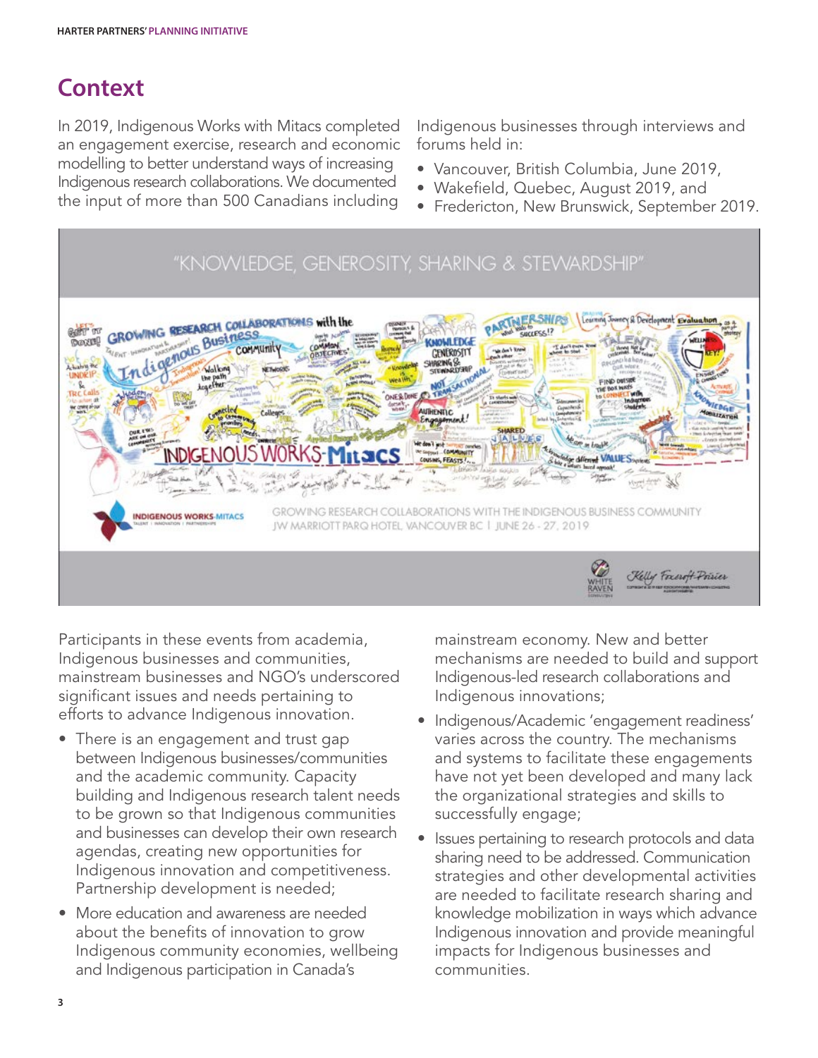# Context

In 2019, Indigenous Works with Mitacs completed an engagement exercise, research and economic modelling to better understand ways of increasing Indigenous research collaborations. We documented the input of more than 500 Canadians including Indigenous businesses through interviews and forums held in:

- Vancouver, British Columbia, June 2019,
- Wakefield, Quebec, August 2019, and
- Fredericton, New Brunswick, September 2019.

Participants in these events from academia, Indigenous businesses and communities, mainstream businesses and NGO's underscored significant issues and needs pertaining to efforts to advance Indigenous innovation.

- There is an engagement and trust gap between Indigenous businesses/communities and the academic community. Capacity building and Indigenous research talent needs to be grown so that Indigenous communities and businesses can develop their own research agendas, creating new opportunities for Indigenous innovation and competitiveness. Partnership development is needed;
- More education and awareness are needed about the benefits of innovation to grow Indigenous community economies, wellbeing and Indigenous participation in Canada's mainstream economy. New and better mechanisms are needed to build and support Indigenous-led research collaborations and Indigenous innovations;
- Indigenous/Academic 'engagement readiness' varies across the country. The mechanisms and systems to facilitate these engagements have not yet been developed and many lack the organizational strategies and skills to successfully engage;
- Issues pertaining to research protocols and data sharing need to be addressed. Communication strategies and other developmental activities are needed to facilitate research sharing and knowledge mobilization in ways which advance Indigenous innovation and provide meaningful impacts for Indigenous businesses and communities.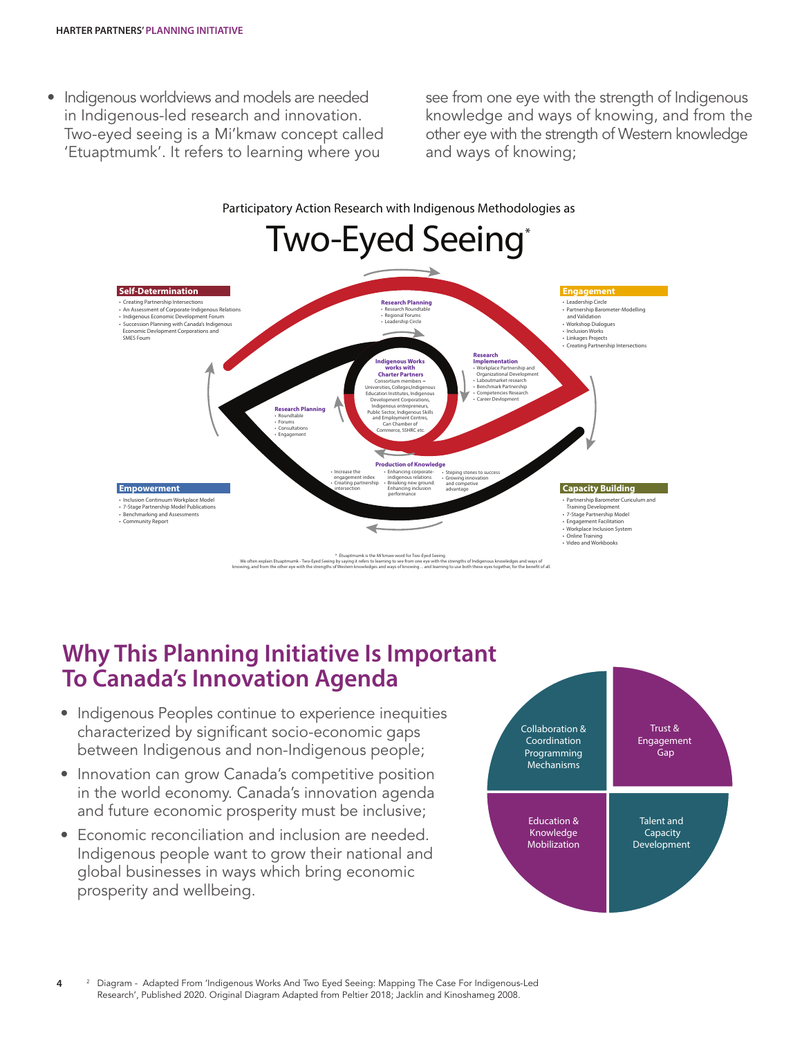- Indigenous worldviews and models are needed in Indigenous-led research and innovation. Two-eyed seeing is a Mi'kmaw concept called 'Etuaptmumk'. It refers to learning where you see from one eye with the strength of Indigenous knowledge and ways of knowing, and from the other eye with the strength of Western knowledge and ways of knowing;

Participatory Action Research with Indigenous Methodologies as

# Two-Eyed Seeing*

**Self-Determination**
- Creating Partnership Intersections
- An Assessment of Corporate-Indigenous Relations
- Indigenous Economic Development Forum
- Succession Planning with Canada's Indigenous Economic Devlopment Corporations and SMES Foum

**Engagement**
- Leadership Circle
- Partnership Barometer-Modelling and Validation
- Workshop Dialogues
- Inclusion Works
- Linkages Projects
- Creating Partnership Intersections

**Research Planning**
- Research Roundtable
- Regional Forums
- Leadership Circle

**Indigenous Works works with Charter Partners**
Consortium members = Universities, Colleges,Indigenous Education Institutes, Indigenous Development Corporations, Indigenous entrepreneurs, Public Sector, Indigenous Skills and Employment Centres, Can Chamber of Commerce, SSHRC etc.

**Research Implementation**
- Workplace Partnership and Organizational Development
- Labourmarket research
- Benchmark Partnership
- Competencies Research
- Career Devlopment

**Research Planning**
- Roundtable
- Forums
- Consultations
- Engagement

**Production of Knowledge**
- Increase the engagement index
- Creating partnership intersection
- Enhancing corporate-indigenous relations
- Breaking new ground. Enhancing inclusion performance
- Steping stones to success
- Growing innovation and competive advantage

**Empowerment**
- Inclusion Continuum Workplace Model
- 7-Stage Partnership Model Publications
- Benchmarking and Assessments
- Community Report

**Capacity Building**
- Partnership Barometer Curiculum and Training Development
- 7-Stage Partnership Model
- Engagement Facilitation
- Workplace Inclusion System
- Online Training
- Video and Workbooks

\* Etuaptmumk is the Mi'kmaw word for Two-Eyed Seeing.
We often explain Etuaptmumk - Two-Eyed Seeing by saying it refers to learning to see from one eye with the strengths of Indigenous knowledges and ways of knowing, and from the other eye with the strengths of Western knowledges and ways of knowing ... and learning to use both these eyes together, for the benefit of all.

## Why This Planning Initiative Is Important To Canada's Innovation Agenda

- Indigenous Peoples continue to experience inequities characterized by significant socio-economic gaps between Indigenous and non-Indigenous people;
- Innovation can grow Canada's competitive position in the world economy. Canada's innovation agenda and future economic prosperity must be inclusive;
- Economic reconciliation and inclusion are needed. Indigenous people want to grow their national and global businesses in ways which bring economic prosperity and wellbeing.

Collaboration & Coordination Programming Mechanisms

Trust & Engagement Gap

Education & Knowledge Mobilization

Talent and Capacity Development

[2] Diagram - Adapted From 'Indigenous Works And Two Eyed Seeing: Mapping The Case For Indigenous-Led Research', Published 2020. Original Diagram Adapted from Peltier 2018; Jacklin and Kinoshameg 2008.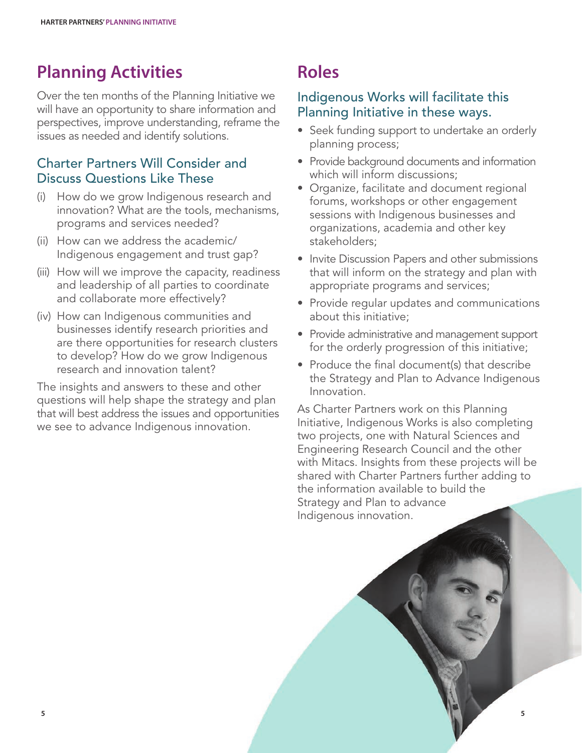## Planning Activities

Over the ten months of the Planning Initiative we will have an opportunity to share information and perspectives, improve understanding, reframe the issues as needed and identify solutions.

### Charter Partners Will Consider and Discuss Questions Like These

(i) How do we grow Indigenous research and innovation? What are the tools, mechanisms, programs and services needed?

(ii) How can we address the academic/ Indigenous engagement and trust gap?

(iii) How will we improve the capacity, readiness and leadership of all parties to coordinate and collaborate more effectively?

(iv) How can Indigenous communities and businesses identify research priorities and are there opportunities for research clusters to develop? How do we grow Indigenous research and innovation talent?

The insights and answers to these and other questions will help shape the strategy and plan that will best address the issues and opportunities we see to advance Indigenous innovation.

## Roles

### Indigenous Works will facilitate this Planning Initiative in these ways.

- Seek funding support to undertake an orderly planning process;
- Provide background documents and information which will inform discussions;
- Organize, facilitate and document regional forums, workshops or other engagement sessions with Indigenous businesses and organizations, academia and other key stakeholders;
- Invite Discussion Papers and other submissions that will inform on the strategy and plan with appropriate programs and services;
- Provide regular updates and communications about this initiative;
- Provide administrative and management support for the orderly progression of this initiative;
- Produce the final document(s) that describe the Strategy and Plan to Advance Indigenous Innovation.

As Charter Partners work on this Planning Initiative, Indigenous Works is also completing two projects, one with Natural Sciences and Engineering Research Council and the other with Mitacs. Insights from these projects will be shared with Charter Partners further adding to the information available to build the Strategy and Plan to advance Indigenous innovation.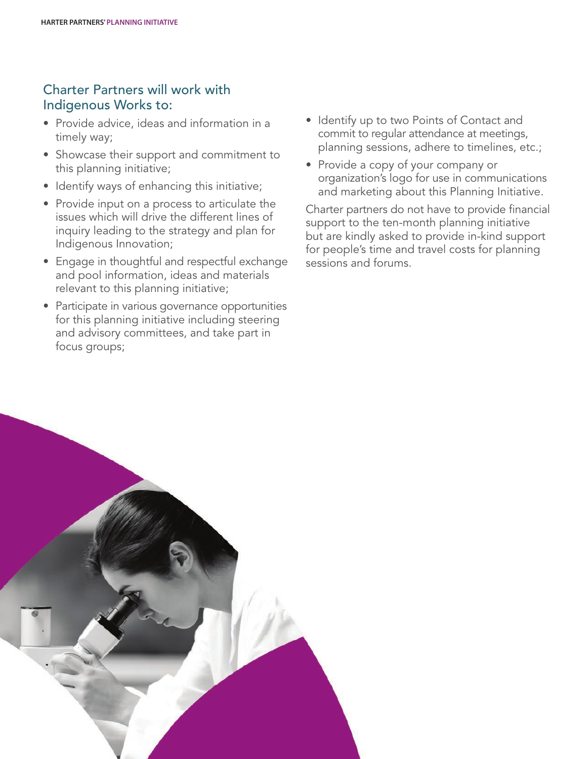## Charter Partners will work with Indigenous Works to:

- Provide advice, ideas and information in a timely way;
- Showcase their support and commitment to this planning initiative;
- Identify ways of enhancing this initiative;
- Provide input on a process to articulate the issues which will drive the different lines of inquiry leading to the strategy and plan for Indigenous Innovation;
- Engage in thoughtful and respectful exchange and pool information, ideas and materials relevant to this planning initiative;
- Participate in various governance opportunities for this planning initiative including steering and advisory committees, and take part in focus groups;
- Identify up to two Points of Contact and commit to regular attendance at meetings, planning sessions, adhere to timelines, etc.;
- Provide a copy of your company or organization's logo for use in communications and marketing about this Planning Initiative.

Charter partners do not have to provide financial support to the ten-month planning initiative but are kindly asked to provide in-kind support for people's time and travel costs for planning sessions and forums.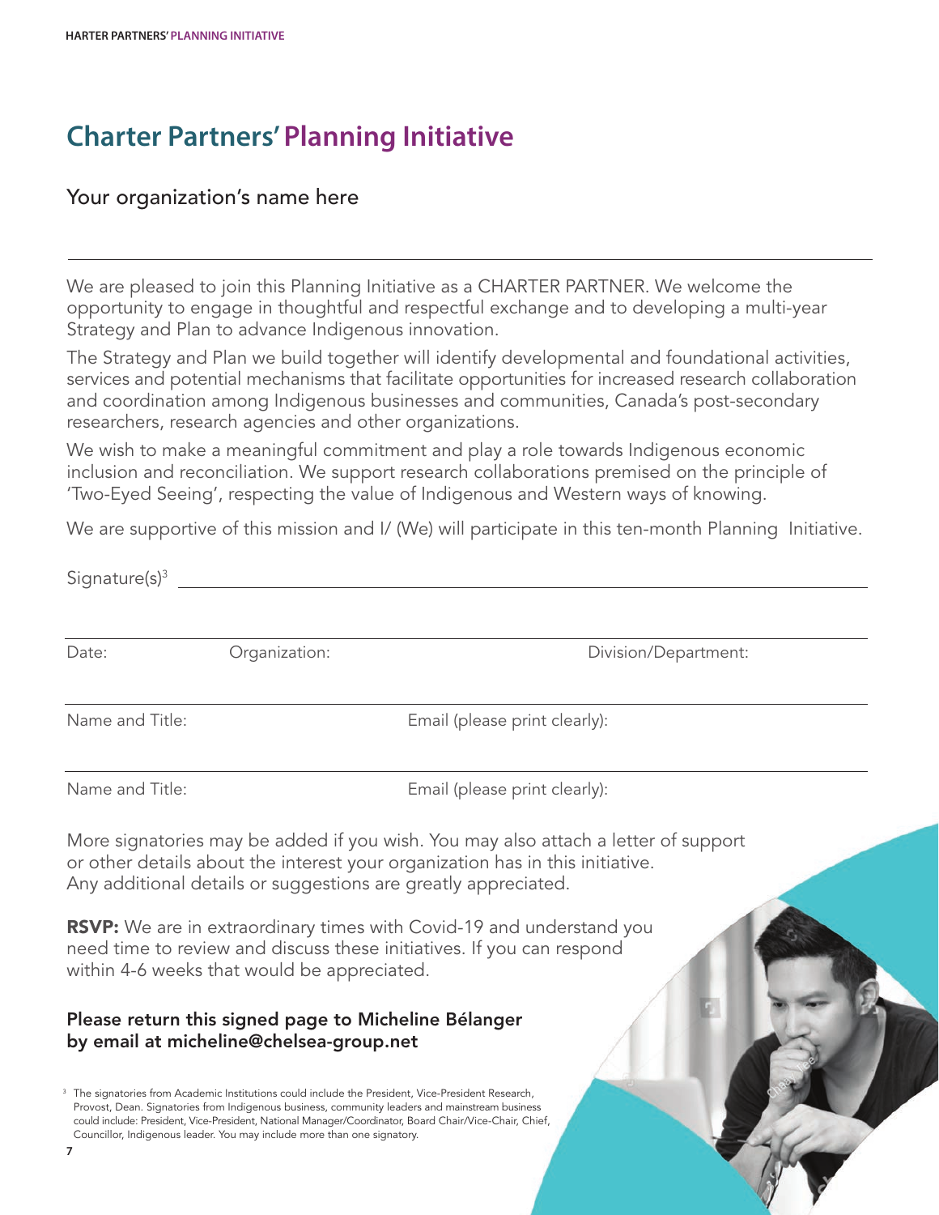# Charter Partners' Planning Initiative

Your organization's name here

---

We are pleased to join this Planning Initiative as a CHARTER PARTNER. We welcome the opportunity to engage in thoughtful and respectful exchange and to developing a multi-year Strategy and Plan to advance Indigenous innovation.

The Strategy and Plan we build together will identify developmental and foundational activities, services and potential mechanisms that facilitate opportunities for increased research collaboration and coordination among Indigenous businesses and communities, Canada's post-secondary researchers, research agencies and other organizations.

We wish to make a meaningful commitment and play a role towards Indigenous economic inclusion and reconciliation. We support research collaborations premised on the principle of 'Two-Eyed Seeing', respecting the value of Indigenous and Western ways of knowing.

We are supportive of this mission and I/ (We) will participate in this ten-month Planning Initiative.

Signature(s)[3] ______________________________

Date: Organization: Division/Department:

Name and Title: Email (please print clearly):

Name and Title: Email (please print clearly):

More signatories may be added if you wish. You may also attach a letter of support or other details about the interest your organization has in this initiative. Any additional details or suggestions are greatly appreciated.

**RSVP:** We are in extraordinary times with Covid-19 and understand you need time to review and discuss these initiatives. If you can respond within 4-6 weeks that would be appreciated.

**Please return this signed page to Micheline Bélanger by email at micheline@chelsea-group.net**

[3] The signatories from Academic Institutions could include the President, Vice-President Research, Provost, Dean. Signatories from Indigenous business, community leaders and mainstream business could include: President, Vice-President, National Manager/Coordinator, Board Chair/Vice-Chair, Chief, Councillor, Indigenous leader. You may include more than one signatory.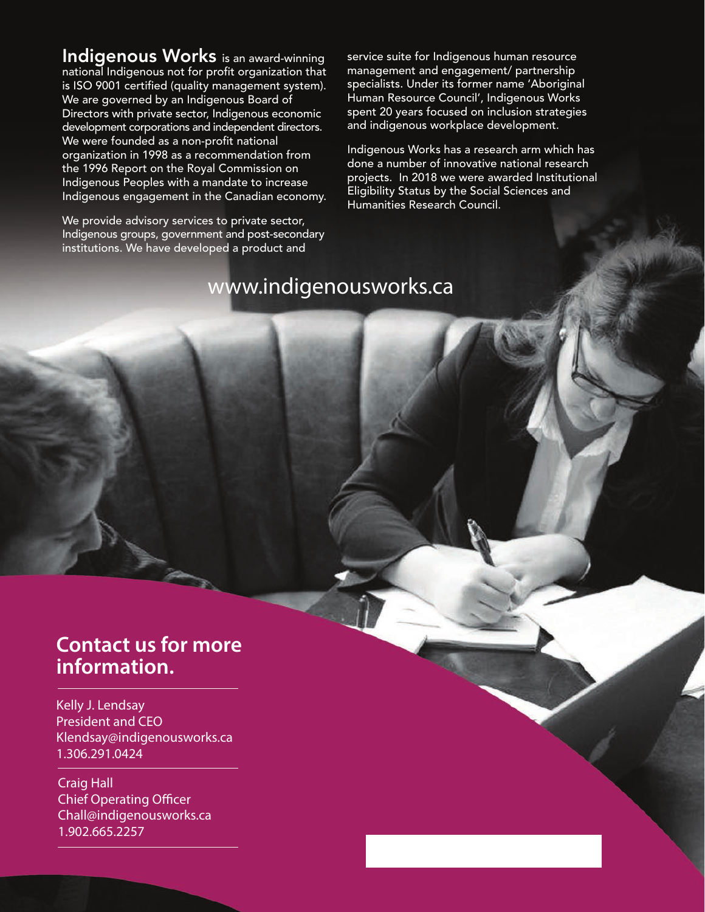**Indigenous Works** is an award-winning national Indigenous not for profit organization that is ISO 9001 certified (quality management system). We are governed by an Indigenous Board of Directors with private sector, Indigenous economic development corporations and independent directors. We were founded as a non-profit national organization in 1998 as a recommendation from the 1996 Report on the Royal Commission on Indigenous Peoples with a mandate to increase Indigenous engagement in the Canadian economy.

We provide advisory services to private sector, Indigenous groups, government and post-secondary institutions. We have developed a product and service suite for Indigenous human resource management and engagement/ partnership specialists. Under its former name 'Aboriginal Human Resource Council', Indigenous Works spent 20 years focused on inclusion strategies and indigenous workplace development.

Indigenous Works has a research arm which has done a number of innovative national research projects. In 2018 we were awarded Institutional Eligibility Status by the Social Sciences and Humanities Research Council.

www.indigenousworks.ca

## Contact us for more information.

Kelly J. Lendsay
President and CEO
Klendsay@indigenousworks.ca
1.306.291.0424

Craig Hall
Chief Operating Officer
Chall@indigenousworks.ca
1.902.665.2257